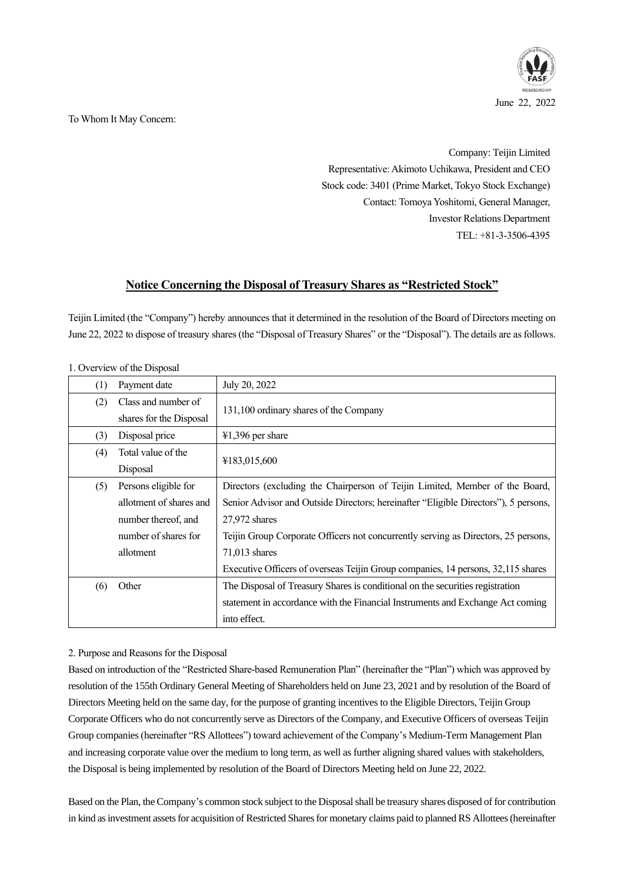June 22, 2022

To Whom It May Concern:

Company: Teijin Limited
Representative: Akimoto Uchikawa, President and CEO
Stock code: 3401 (Prime Market, Tokyo Stock Exchange)
Contact: Tomoya Yoshitomi, General Manager,
Investor Relations Department
TEL: +81-3-3506-4395

# Notice Concerning the Disposal of Treasury Shares as "Restricted Stock"

Teijin Limited (the "Company") hereby announces that it determined in the resolution of the Board of Directors meeting on June 22, 2022 to dispose of treasury shares (the "Disposal of Treasury Shares" or the "Disposal"). The details are as follows.

1. Overview of the Disposal

| | | |
|---|---|---|
| (1) | Payment date | July 20, 2022 |
| (2) | Class and number of shares for the Disposal | 131,100 ordinary shares of the Company |
| (3) | Disposal price | ¥1,396 per share |
| (4) | Total value of the Disposal | ¥183,015,600 |
| (5) | Persons eligible for allotment of shares and number thereof, and number of shares for allotment | Directors (excluding the Chairperson of Teijin Limited, Member of the Board, Senior Advisor and Outside Directors; hereinafter "Eligible Directors"), 5 persons, 27,972 shares<br>Teijin Group Corporate Officers not concurrently serving as Directors, 25 persons, 71,013 shares<br>Executive Officers of overseas Teijin Group companies, 14 persons, 32,115 shares |
| (6) | Other | The Disposal of Treasury Shares is conditional on the securities registration statement in accordance with the Financial Instruments and Exchange Act coming into effect. |

2. Purpose and Reasons for the Disposal

Based on introduction of the "Restricted Share-based Remuneration Plan" (hereinafter the "Plan") which was approved by resolution of the 155th Ordinary General Meeting of Shareholders held on June 23, 2021 and by resolution of the Board of Directors Meeting held on the same day, for the purpose of granting incentives to the Eligible Directors, Teijin Group Corporate Officers who do not concurrently serve as Directors of the Company, and Executive Officers of overseas Teijin Group companies (hereinafter "RS Allottees") toward achievement of the Company's Medium-Term Management Plan and increasing corporate value over the medium to long term, as well as further aligning shared values with stakeholders, the Disposal is being implemented by resolution of the Board of Directors Meeting held on June 22, 2022.

Based on the Plan, the Company's common stock subject to the Disposal shall be treasury shares disposed of for contribution in kind as investment assets for acquisition of Restricted Shares for monetary claims paid to planned RS Allottees (hereinafter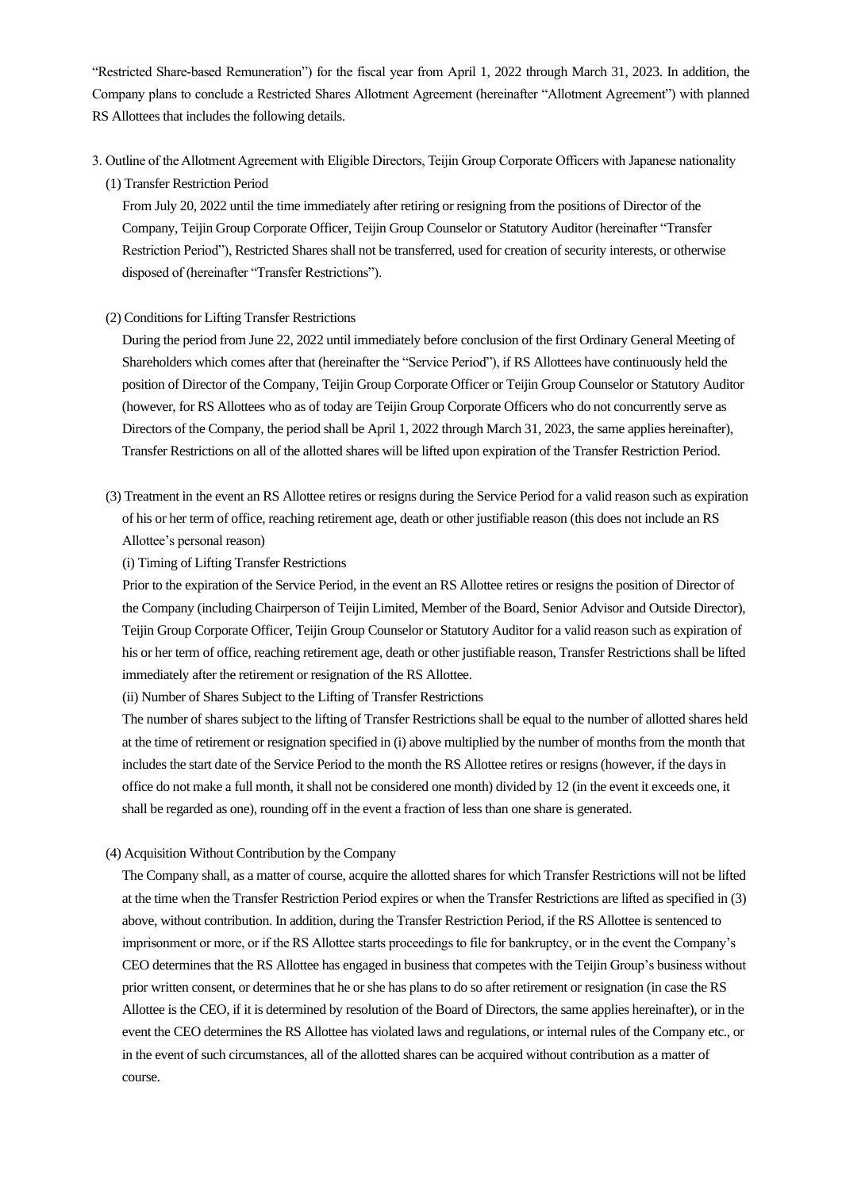"Restricted Share-based Remuneration") for the fiscal year from April 1, 2022 through March 31, 2023. In addition, the Company plans to conclude a Restricted Shares Allotment Agreement (hereinafter "Allotment Agreement") with planned RS Allottees that includes the following details.

3. Outline of the Allotment Agreement with Eligible Directors, Teijin Group Corporate Officers with Japanese nationality

(1) Transfer Restriction Period

From July 20, 2022 until the time immediately after retiring or resigning from the positions of Director of the Company, Teijin Group Corporate Officer, Teijin Group Counselor or Statutory Auditor (hereinafter "Transfer Restriction Period"), Restricted Shares shall not be transferred, used for creation of security interests, or otherwise disposed of (hereinafter "Transfer Restrictions").

(2) Conditions for Lifting Transfer Restrictions

During the period from June 22, 2022 until immediately before conclusion of the first Ordinary General Meeting of Shareholders which comes after that (hereinafter the "Service Period"), if RS Allottees have continuously held the position of Director of the Company, Teijin Group Corporate Officer or Teijin Group Counselor or Statutory Auditor (however, for RS Allottees who as of today are Teijin Group Corporate Officers who do not concurrently serve as Directors of the Company, the period shall be April 1, 2022 through March 31, 2023, the same applies hereinafter), Transfer Restrictions on all of the allotted shares will be lifted upon expiration of the Transfer Restriction Period.

(3) Treatment in the event an RS Allottee retires or resigns during the Service Period for a valid reason such as expiration of his or her term of office, reaching retirement age, death or other justifiable reason (this does not include an RS Allottee's personal reason)

(i) Timing of Lifting Transfer Restrictions

Prior to the expiration of the Service Period, in the event an RS Allottee retires or resigns the position of Director of the Company (including Chairperson of Teijin Limited, Member of the Board, Senior Advisor and Outside Director), Teijin Group Corporate Officer, Teijin Group Counselor or Statutory Auditor for a valid reason such as expiration of his or her term of office, reaching retirement age, death or other justifiable reason, Transfer Restrictions shall be lifted immediately after the retirement or resignation of the RS Allottee.

(ii) Number of Shares Subject to the Lifting of Transfer Restrictions

The number of shares subject to the lifting of Transfer Restrictions shall be equal to the number of allotted shares held at the time of retirement or resignation specified in (i) above multiplied by the number of months from the month that includes the start date of the Service Period to the month the RS Allottee retires or resigns (however, if the days in office do not make a full month, it shall not be considered one month) divided by 12 (in the event it exceeds one, it shall be regarded as one), rounding off in the event a fraction of less than one share is generated.

(4) Acquisition Without Contribution by the Company

The Company shall, as a matter of course, acquire the allotted shares for which Transfer Restrictions will not be lifted at the time when the Transfer Restriction Period expires or when the Transfer Restrictions are lifted as specified in (3) above, without contribution. In addition, during the Transfer Restriction Period, if the RS Allottee is sentenced to imprisonment or more, or if the RS Allottee starts proceedings to file for bankruptcy, or in the event the Company's CEO determines that the RS Allottee has engaged in business that competes with the Teijin Group's business without prior written consent, or determines that he or she has plans to do so after retirement or resignation (in case the RS Allottee is the CEO, if it is determined by resolution of the Board of Directors, the same applies hereinafter), or in the event the CEO determines the RS Allottee has violated laws and regulations, or internal rules of the Company etc., or in the event of such circumstances, all of the allotted shares can be acquired without contribution as a matter of course.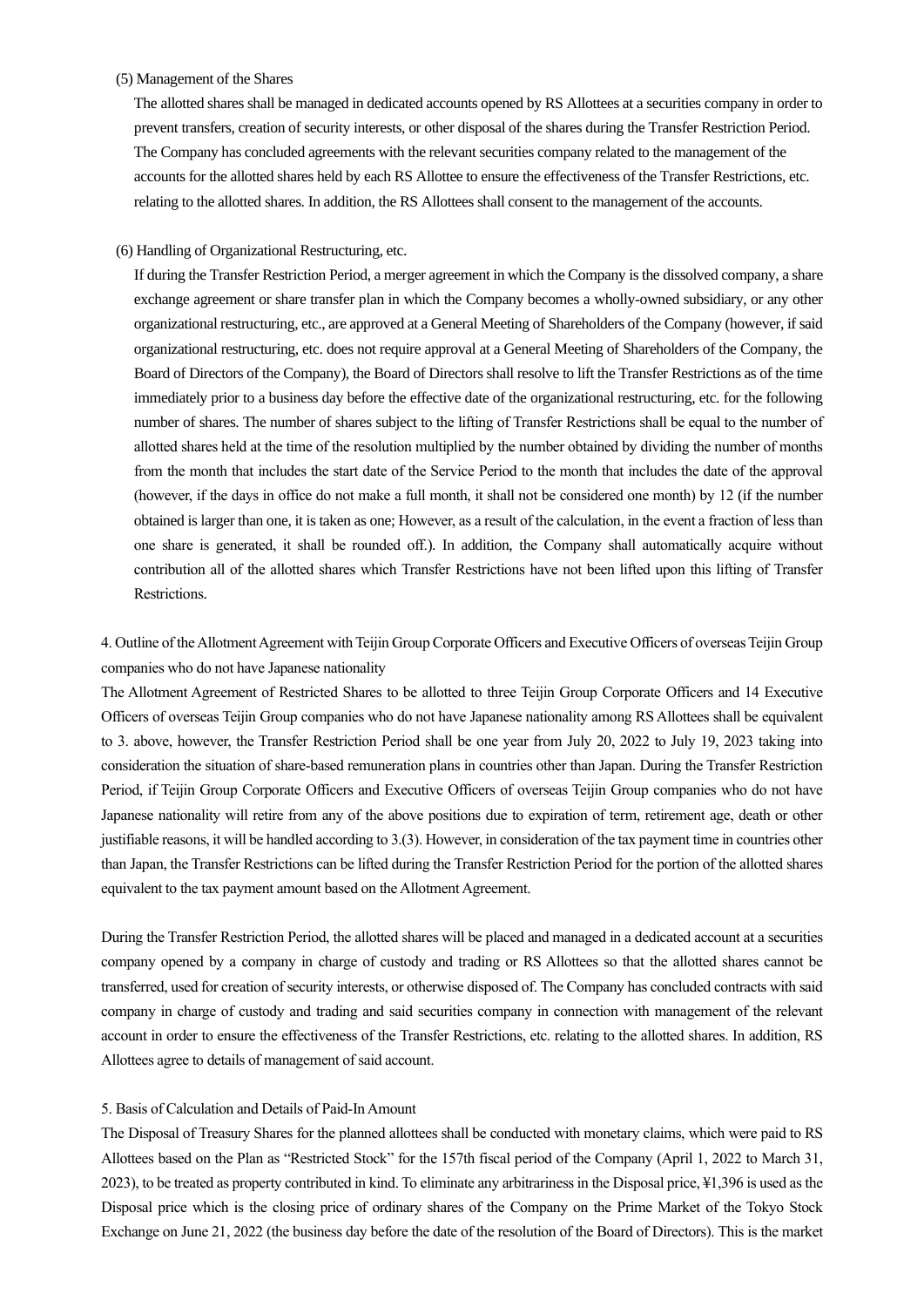(5) Management of the Shares

The allotted shares shall be managed in dedicated accounts opened by RS Allottees at a securities company in order to prevent transfers, creation of security interests, or other disposal of the shares during the Transfer Restriction Period. The Company has concluded agreements with the relevant securities company related to the management of the accounts for the allotted shares held by each RS Allottee to ensure the effectiveness of the Transfer Restrictions, etc. relating to the allotted shares. In addition, the RS Allottees shall consent to the management of the accounts.

(6) Handling of Organizational Restructuring, etc.

If during the Transfer Restriction Period, a merger agreement in which the Company is the dissolved company, a share exchange agreement or share transfer plan in which the Company becomes a wholly-owned subsidiary, or any other organizational restructuring, etc., are approved at a General Meeting of Shareholders of the Company (however, if said organizational restructuring, etc. does not require approval at a General Meeting of Shareholders of the Company, the Board of Directors of the Company), the Board of Directors shall resolve to lift the Transfer Restrictions as of the time immediately prior to a business day before the effective date of the organizational restructuring, etc. for the following number of shares. The number of shares subject to the lifting of Transfer Restrictions shall be equal to the number of allotted shares held at the time of the resolution multiplied by the number obtained by dividing the number of months from the month that includes the start date of the Service Period to the month that includes the date of the approval (however, if the days in office do not make a full month, it shall not be considered one month) by 12 (if the number obtained is larger than one, it is taken as one; However, as a result of the calculation, in the event a fraction of less than one share is generated, it shall be rounded off.). In addition, the Company shall automatically acquire without contribution all of the allotted shares which Transfer Restrictions have not been lifted upon this lifting of Transfer Restrictions.

4. Outline of the Allotment Agreement with Teijin Group Corporate Officers and Executive Officers of overseas Teijin Group companies who do not have Japanese nationality

The Allotment Agreement of Restricted Shares to be allotted to three Teijin Group Corporate Officers and 14 Executive Officers of overseas Teijin Group companies who do not have Japanese nationality among RS Allottees shall be equivalent to 3. above, however, the Transfer Restriction Period shall be one year from July 20, 2022 to July 19, 2023 taking into consideration the situation of share-based remuneration plans in countries other than Japan. During the Transfer Restriction Period, if Teijin Group Corporate Officers and Executive Officers of overseas Teijin Group companies who do not have Japanese nationality will retire from any of the above positions due to expiration of term, retirement age, death or other justifiable reasons, it will be handled according to 3.(3). However, in consideration of the tax payment time in countries other than Japan, the Transfer Restrictions can be lifted during the Transfer Restriction Period for the portion of the allotted shares equivalent to the tax payment amount based on the Allotment Agreement.

During the Transfer Restriction Period, the allotted shares will be placed and managed in a dedicated account at a securities company opened by a company in charge of custody and trading or RS Allottees so that the allotted shares cannot be transferred, used for creation of security interests, or otherwise disposed of. The Company has concluded contracts with said company in charge of custody and trading and said securities company in connection with management of the relevant account in order to ensure the effectiveness of the Transfer Restrictions, etc. relating to the allotted shares. In addition, RS Allottees agree to details of management of said account.

5. Basis of Calculation and Details of Paid-In Amount

The Disposal of Treasury Shares for the planned allottees shall be conducted with monetary claims, which were paid to RS Allottees based on the Plan as "Restricted Stock" for the 157th fiscal period of the Company (April 1, 2022 to March 31, 2023), to be treated as property contributed in kind. To eliminate any arbitrariness in the Disposal price, ¥1,396 is used as the Disposal price which is the closing price of ordinary shares of the Company on the Prime Market of the Tokyo Stock Exchange on June 21, 2022 (the business day before the date of the resolution of the Board of Directors). This is the market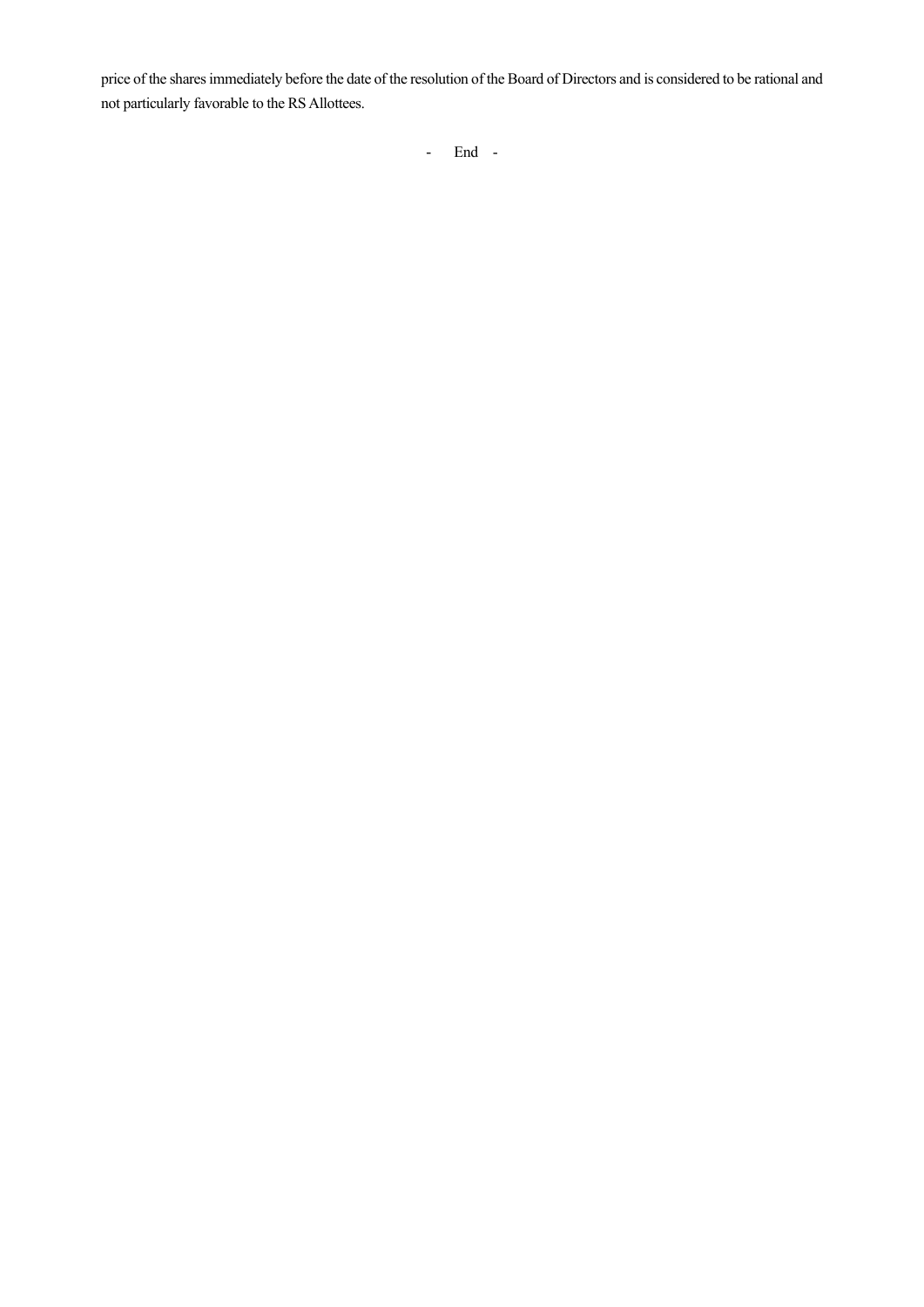price of the shares immediately before the date of the resolution of the Board of Directors and is considered to be rational and not particularly favorable to the RS Allottees.

\- End -